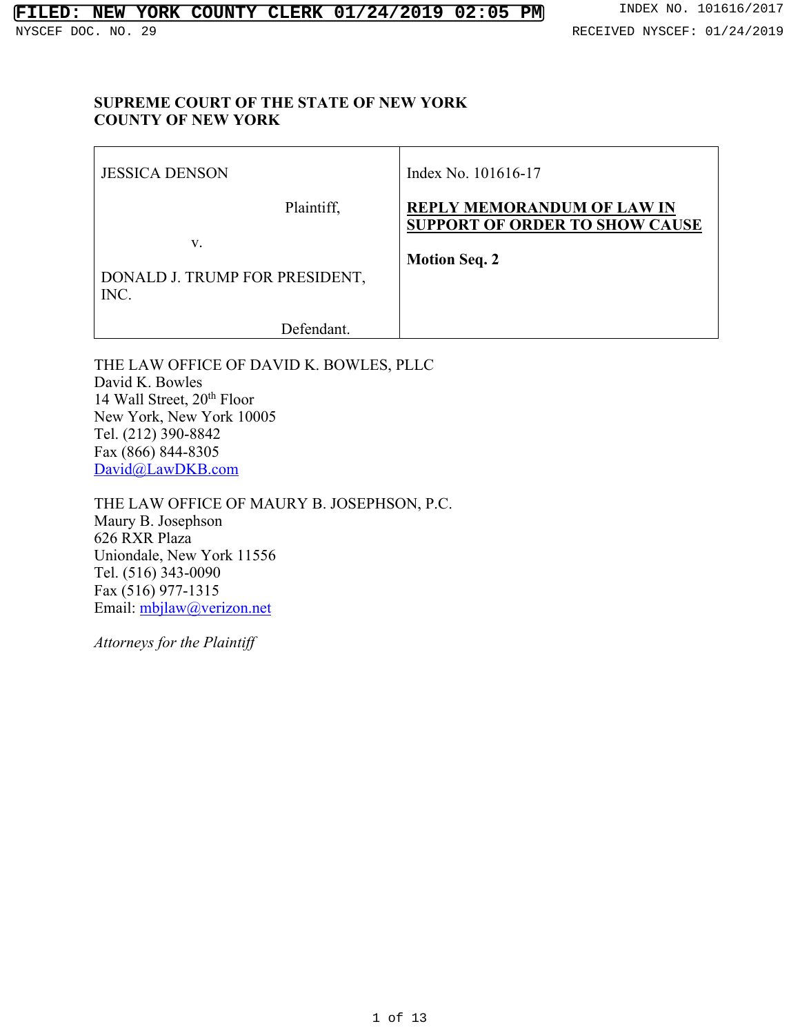**SUPREME COURT OF THE STATE OF NEW YORK**
**COUNTY OF NEW YORK**

| | |
|---|---|
| JESSICA DENSON<br><br>Plaintiff,<br><br>v.<br><br>DONALD J. TRUMP FOR PRESIDENT, INC.<br><br>Defendant. | Index No. 101616-17<br><br>**REPLY MEMORANDUM OF LAW IN SUPPORT OF ORDER TO SHOW CAUSE**<br><br>**Motion Seq. 2** |

THE LAW OFFICE OF DAVID K. BOWLES, PLLC
David K. Bowles
14 Wall Street, 20th Floor
New York, New York 10005
Tel. (212) 390-8842
Fax (866) 844-8305
David@LawDKB.com

THE LAW OFFICE OF MAURY B. JOSEPHSON, P.C.
Maury B. Josephson
626 RXR Plaza
Uniondale, New York 11556
Tel. (516) 343-0090
Fax (516) 977-1315
Email: mbjlaw@verizon.net

*Attorneys for the Plaintiff*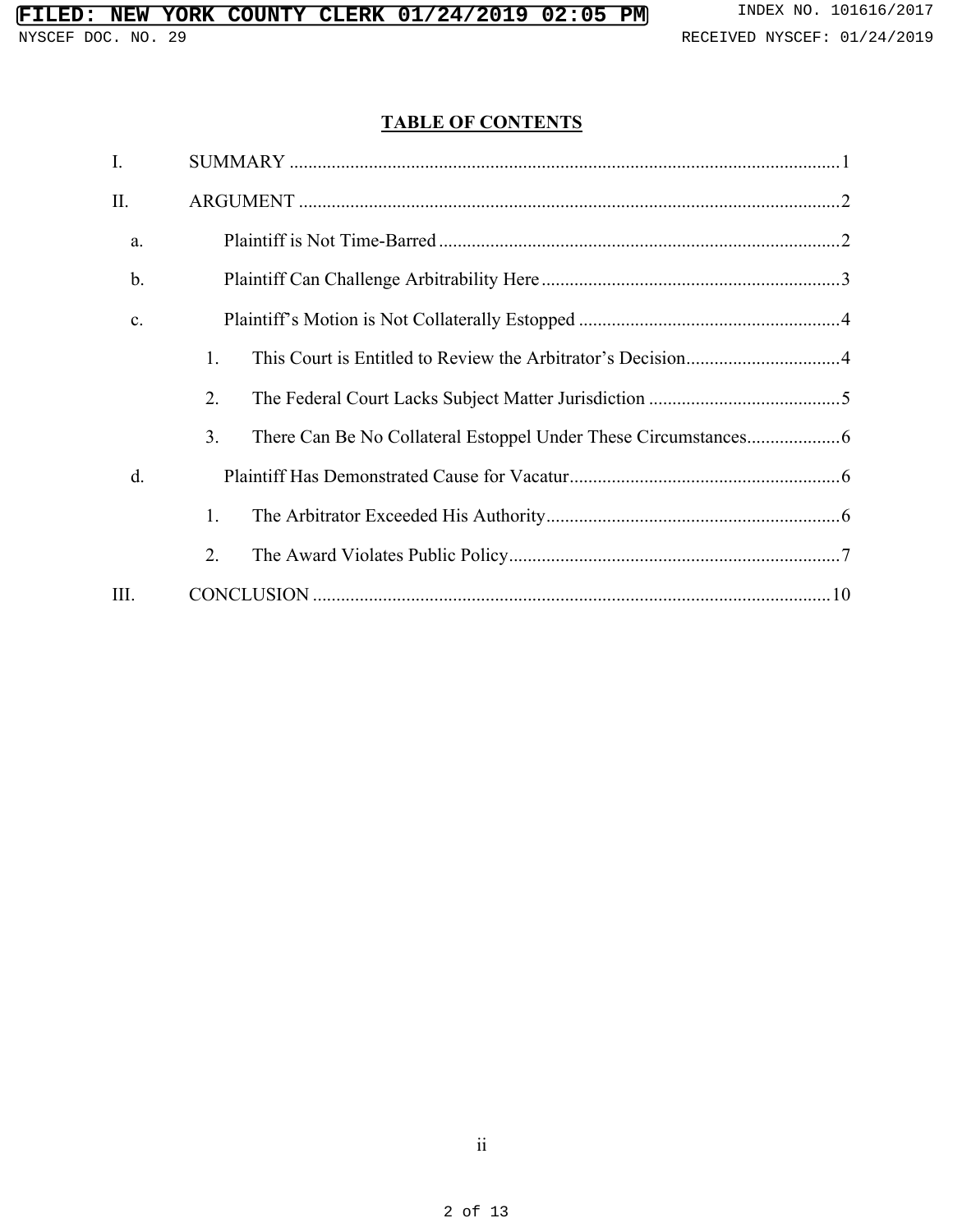## TABLE OF CONTENTS

I. SUMMARY .....................................................................................................................1

II. ARGUMENT ...................................................................................................................2

a. Plaintiff is Not Time-Barred.....................................................................................2

b. Plaintiff Can Challenge Arbitrability Here................................................................3

c. Plaintiff's Motion is Not Collaterally Estopped .......................................................4

1. This Court is Entitled to Review the Arbitrator's Decision.................................4

2. The Federal Court Lacks Subject Matter Jurisdiction .........................................5

3. There Can Be No Collateral Estoppel Under These Circumstances....................6

d. Plaintiff Has Demonstrated Cause for Vacatur..........................................................6

1. The Arbitrator Exceeded His Authority...............................................................6

2. The Award Violates Public Policy.......................................................................7

III. CONCLUSION .............................................................................................................10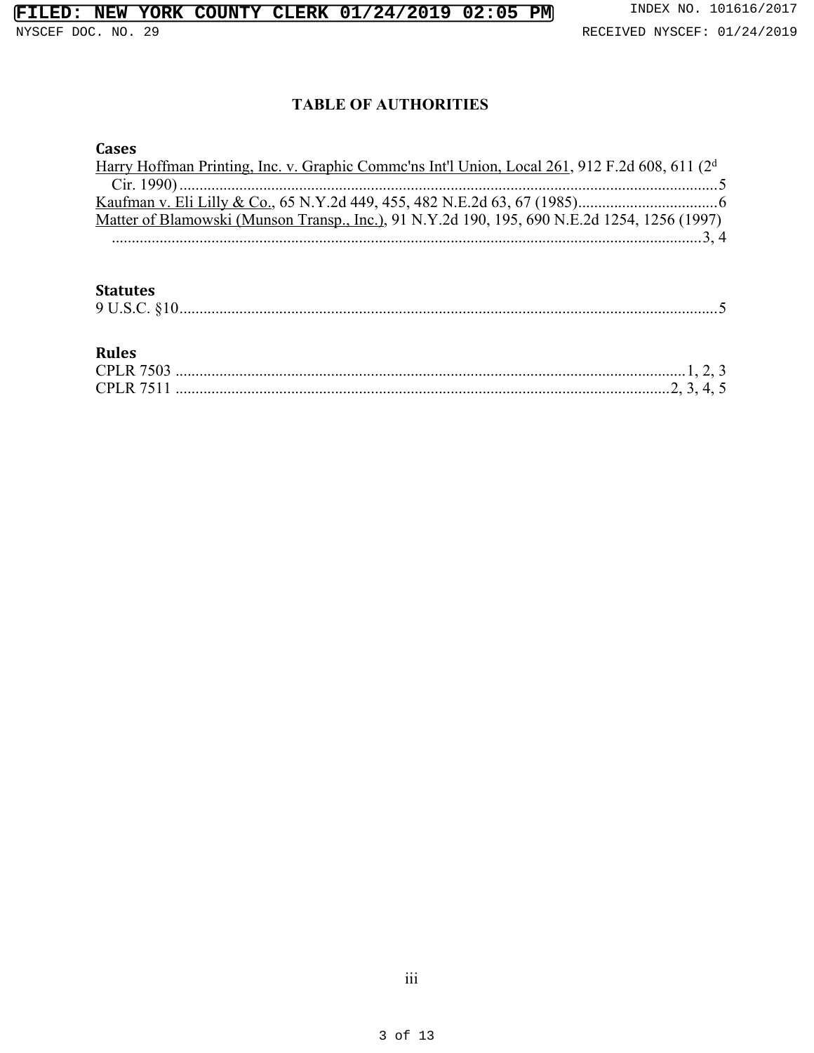# TABLE OF AUTHORITIES

## Cases

Harry Hoffman Printing, Inc. v. Graphic Commc'ns Int'l Union, Local 261, 912 F.2d 608, 611 (2d Cir. 1990) ........................................................................................................ 5

Kaufman v. Eli Lilly & Co., 65 N.Y.2d 449, 455, 482 N.E.2d 63, 67 (1985)........................................ 6

Matter of Blamowski (Munson Transp., Inc.), 91 N.Y.2d 190, 195, 690 N.E.2d 1254, 1256 (1997) ........................................................................................................ 3, 4

## Statutes

9 U.S.C. §10........................................................................................................ 5

## Rules

CPLR 7503 ........................................................................................................ 1, 2, 3

CPLR 7511 ........................................................................................................ 2, 3, 4, 5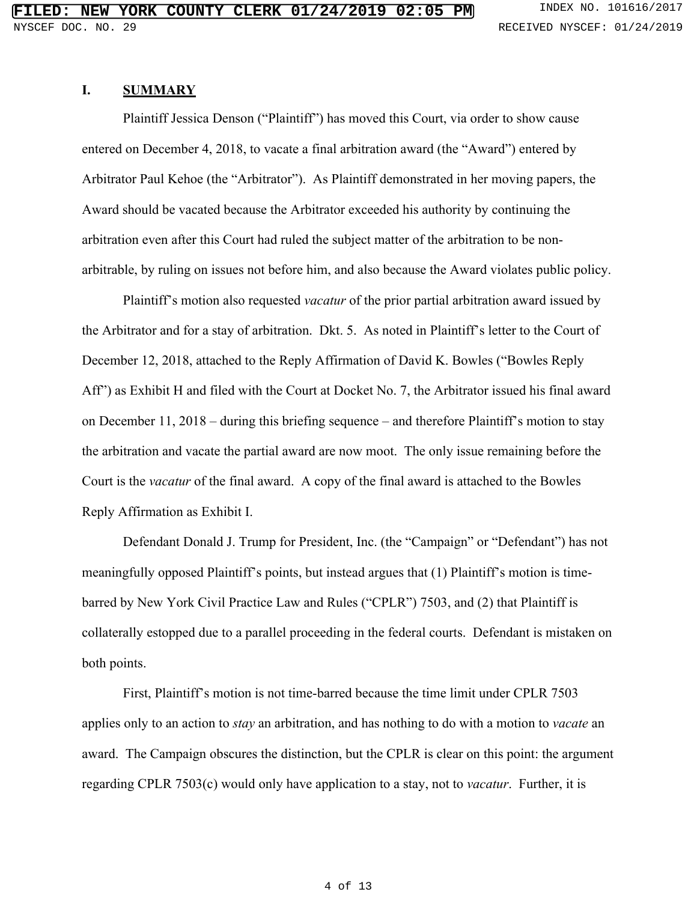## I. **SUMMARY**

Plaintiff Jessica Denson ("Plaintiff") has moved this Court, via order to show cause entered on December 4, 2018, to vacate a final arbitration award (the "Award") entered by Arbitrator Paul Kehoe (the "Arbitrator"). As Plaintiff demonstrated in her moving papers, the Award should be vacated because the Arbitrator exceeded his authority by continuing the arbitration even after this Court had ruled the subject matter of the arbitration to be non-arbitrable, by ruling on issues not before him, and also because the Award violates public policy.

Plaintiff's motion also requested *vacatur* of the prior partial arbitration award issued by the Arbitrator and for a stay of arbitration. Dkt. 5. As noted in Plaintiff's letter to the Court of December 12, 2018, attached to the Reply Affirmation of David K. Bowles ("Bowles Reply Aff") as Exhibit H and filed with the Court at Docket No. 7, the Arbitrator issued his final award on December 11, 2018 – during this briefing sequence – and therefore Plaintiff's motion to stay the arbitration and vacate the partial award are now moot. The only issue remaining before the Court is the *vacatur* of the final award. A copy of the final award is attached to the Bowles Reply Affirmation as Exhibit I.

Defendant Donald J. Trump for President, Inc. (the "Campaign" or "Defendant") has not meaningfully opposed Plaintiff's points, but instead argues that (1) Plaintiff's motion is time-barred by New York Civil Practice Law and Rules ("CPLR") 7503, and (2) that Plaintiff is collaterally estopped due to a parallel proceeding in the federal courts. Defendant is mistaken on both points.

First, Plaintiff's motion is not time-barred because the time limit under CPLR 7503 applies only to an action to *stay* an arbitration, and has nothing to do with a motion to *vacate* an award. The Campaign obscures the distinction, but the CPLR is clear on this point: the argument regarding CPLR 7503(c) would only have application to a stay, not to *vacatur*. Further, it is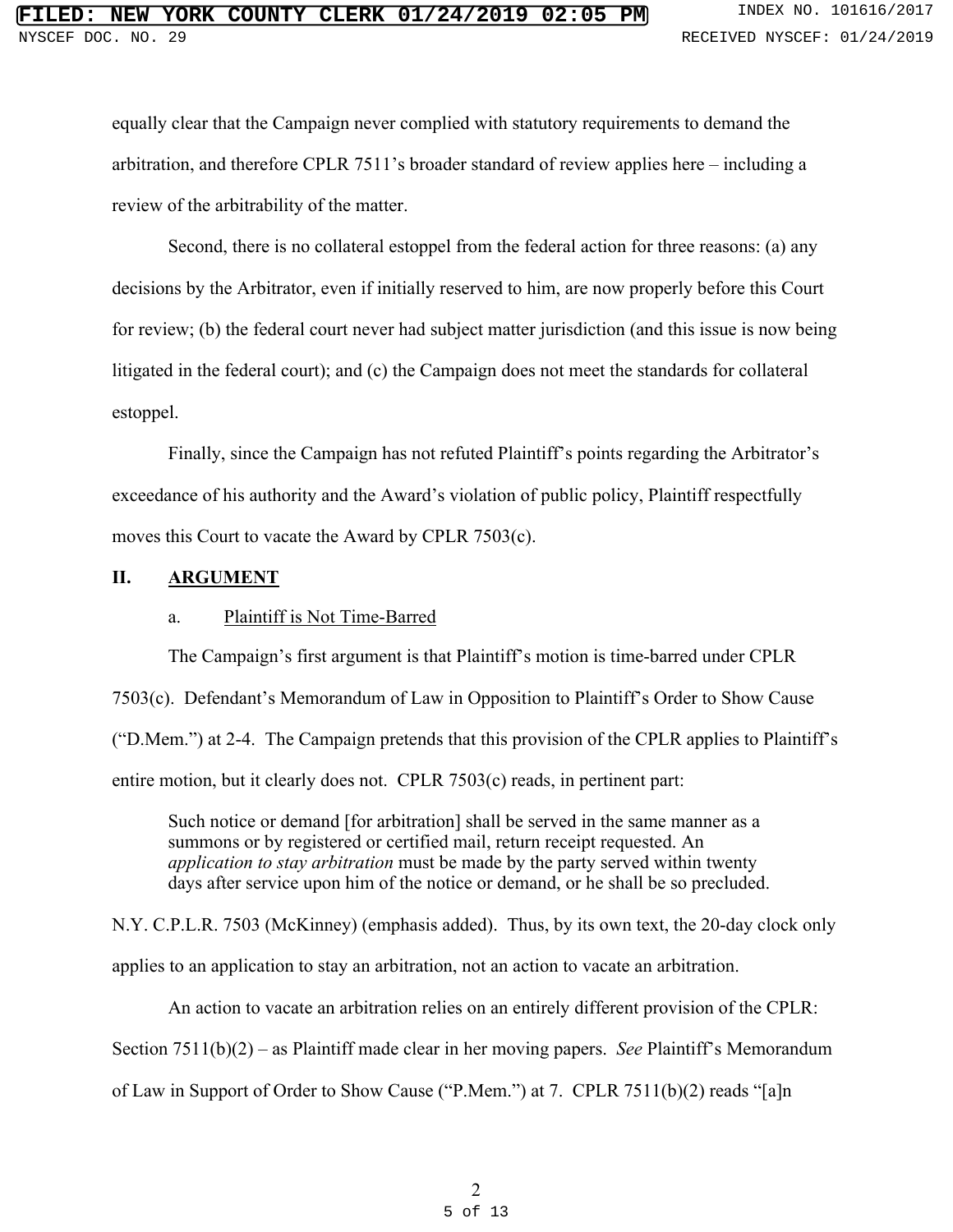equally clear that the Campaign never complied with statutory requirements to demand the arbitration, and therefore CPLR 7511's broader standard of review applies here – including a review of the arbitrability of the matter.

Second, there is no collateral estoppel from the federal action for three reasons: (a) any decisions by the Arbitrator, even if initially reserved to him, are now properly before this Court for review; (b) the federal court never had subject matter jurisdiction (and this issue is now being litigated in the federal court); and (c) the Campaign does not meet the standards for collateral estoppel.

Finally, since the Campaign has not refuted Plaintiff's points regarding the Arbitrator's exceedance of his authority and the Award's violation of public policy, Plaintiff respectfully moves this Court to vacate the Award by CPLR 7503(c).

## II. ARGUMENT

### a. Plaintiff is Not Time-Barred

The Campaign's first argument is that Plaintiff's motion is time-barred under CPLR 7503(c). Defendant's Memorandum of Law in Opposition to Plaintiff's Order to Show Cause ("D.Mem.") at 2-4. The Campaign pretends that this provision of the CPLR applies to Plaintiff's entire motion, but it clearly does not. CPLR 7503(c) reads, in pertinent part:

> Such notice or demand [for arbitration] shall be served in the same manner as a summons or by registered or certified mail, return receipt requested. An *application to stay arbitration* must be made by the party served within twenty days after service upon him of the notice or demand, or he shall be so precluded.

N.Y. C.P.L.R. 7503 (McKinney) (emphasis added). Thus, by its own text, the 20-day clock only applies to an application to stay an arbitration, not an action to vacate an arbitration.

An action to vacate an arbitration relies on an entirely different provision of the CPLR: Section 7511(b)(2) – as Plaintiff made clear in her moving papers. *See* Plaintiff's Memorandum of Law in Support of Order to Show Cause ("P.Mem.") at 7. CPLR 7511(b)(2) reads "[a]n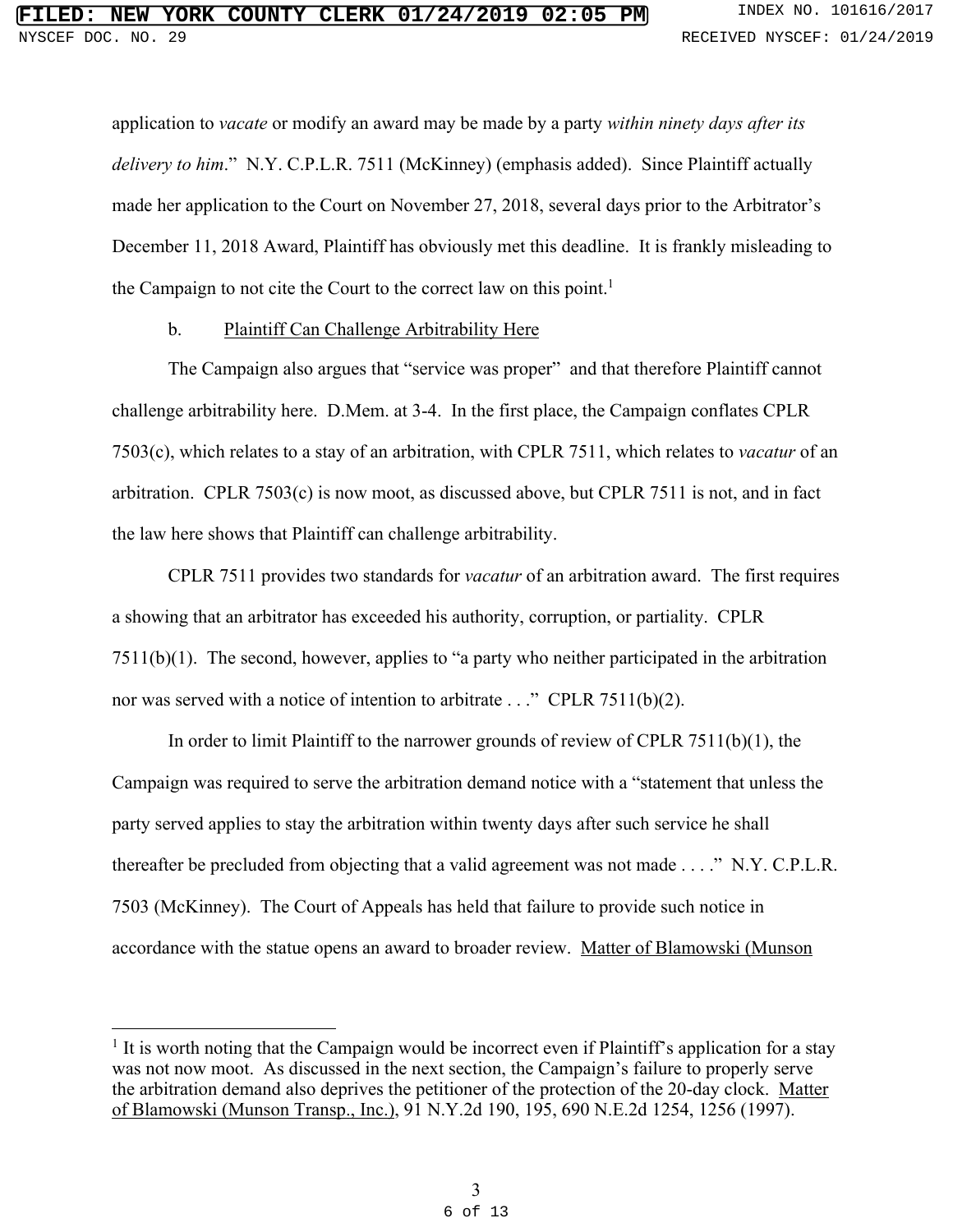application to *vacate* or modify an award may be made by a party *within ninety days after its delivery to him*." N.Y. C.P.L.R. 7511 (McKinney) (emphasis added). Since Plaintiff actually made her application to the Court on November 27, 2018, several days prior to the Arbitrator's December 11, 2018 Award, Plaintiff has obviously met this deadline. It is frankly misleading to the Campaign to not cite the Court to the correct law on this point.[1]

b. <u>Plaintiff Can Challenge Arbitrability Here</u>

The Campaign also argues that "service was proper" and that therefore Plaintiff cannot challenge arbitrability here. D.Mem. at 3-4. In the first place, the Campaign conflates CPLR 7503(c), which relates to a stay of an arbitration, with CPLR 7511, which relates to *vacatur* of an arbitration. CPLR 7503(c) is now moot, as discussed above, but CPLR 7511 is not, and in fact the law here shows that Plaintiff can challenge arbitrability.

CPLR 7511 provides two standards for *vacatur* of an arbitration award. The first requires a showing that an arbitrator has exceeded his authority, corruption, or partiality. CPLR 7511(b)(1). The second, however, applies to "a party who neither participated in the arbitration nor was served with a notice of intention to arbitrate . . ." CPLR 7511(b)(2).

In order to limit Plaintiff to the narrower grounds of review of CPLR 7511(b)(1), the Campaign was required to serve the arbitration demand notice with a "statement that unless the party served applies to stay the arbitration within twenty days after such service he shall thereafter be precluded from objecting that a valid agreement was not made . . . ." N.Y. C.P.L.R. 7503 (McKinney). The Court of Appeals has held that failure to provide such notice in accordance with the statue opens an award to broader review. <u>Matter of Blamowski (Munson</u>

---

[1] It is worth noting that the Campaign would be incorrect even if Plaintiff's application for a stay was not now moot. As discussed in the next section, the Campaign's failure to properly serve the arbitration demand also deprives the petitioner of the protection of the 20-day clock. <u>Matter of Blamowski (Munson Transp., Inc.)</u>, 91 N.Y.2d 190, 195, 690 N.E.2d 1254, 1256 (1997).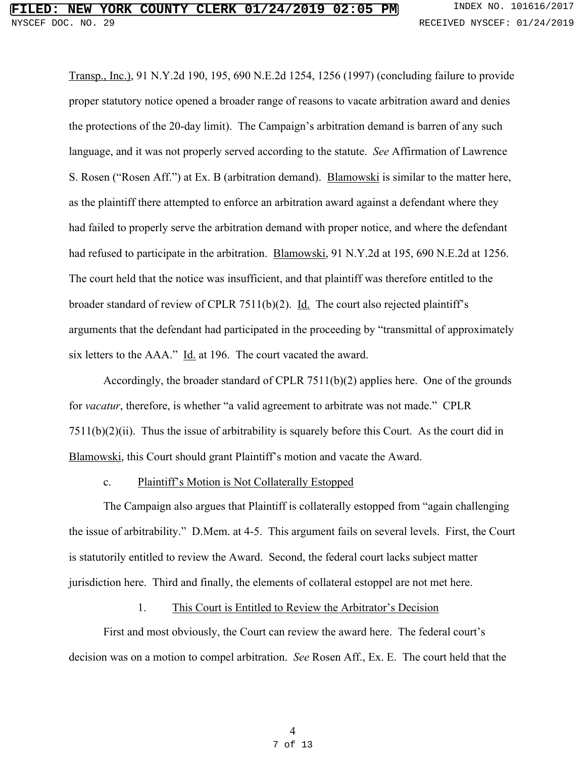Transp., Inc.), 91 N.Y.2d 190, 195, 690 N.E.2d 1254, 1256 (1997) (concluding failure to provide proper statutory notice opened a broader range of reasons to vacate arbitration award and denies the protections of the 20-day limit). The Campaign's arbitration demand is barren of any such language, and it was not properly served according to the statute. *See* Affirmation of Lawrence S. Rosen ("Rosen Aff.") at Ex. B (arbitration demand). Blamowski is similar to the matter here, as the plaintiff there attempted to enforce an arbitration award against a defendant where they had failed to properly serve the arbitration demand with proper notice, and where the defendant had refused to participate in the arbitration. Blamowski, 91 N.Y.2d at 195, 690 N.E.2d at 1256. The court held that the notice was insufficient, and that plaintiff was therefore entitled to the broader standard of review of CPLR 7511(b)(2). Id. The court also rejected plaintiff's arguments that the defendant had participated in the proceeding by "transmittal of approximately six letters to the AAA." Id. at 196. The court vacated the award.

Accordingly, the broader standard of CPLR 7511(b)(2) applies here. One of the grounds for *vacatur*, therefore, is whether "a valid agreement to arbitrate was not made." CPLR 7511(b)(2)(ii). Thus the issue of arbitrability is squarely before this Court. As the court did in Blamowski, this Court should grant Plaintiff's motion and vacate the Award.

c. Plaintiff's Motion is Not Collaterally Estopped

The Campaign also argues that Plaintiff is collaterally estopped from "again challenging the issue of arbitrability." D.Mem. at 4-5. This argument fails on several levels. First, the Court is statutorily entitled to review the Award. Second, the federal court lacks subject matter jurisdiction here. Third and finally, the elements of collateral estoppel are not met here.

1. This Court is Entitled to Review the Arbitrator's Decision

First and most obviously, the Court can review the award here. The federal court's decision was on a motion to compel arbitration. *See* Rosen Aff., Ex. E. The court held that the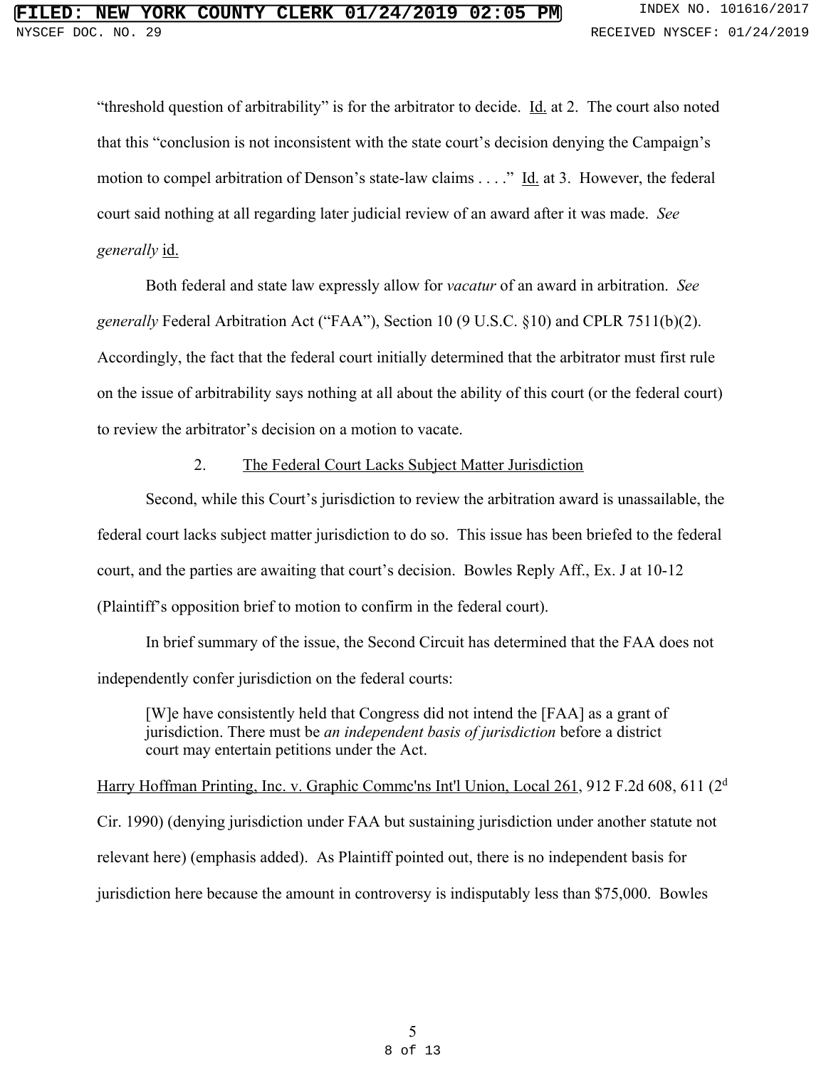"threshold question of arbitrability" is for the arbitrator to decide. Id. at 2. The court also noted that this "conclusion is not inconsistent with the state court's decision denying the Campaign's motion to compel arbitration of Denson's state-law claims . . . ." Id. at 3. However, the federal court said nothing at all regarding later judicial review of an award after it was made. *See generally* id.

Both federal and state law expressly allow for *vacatur* of an award in arbitration. *See generally* Federal Arbitration Act ("FAA"), Section 10 (9 U.S.C. §10) and CPLR 7511(b)(2). Accordingly, the fact that the federal court initially determined that the arbitrator must first rule on the issue of arbitrability says nothing at all about the ability of this court (or the federal court) to review the arbitrator's decision on a motion to vacate.

2. The Federal Court Lacks Subject Matter Jurisdiction

Second, while this Court's jurisdiction to review the arbitration award is unassailable, the federal court lacks subject matter jurisdiction to do so. This issue has been briefed to the federal court, and the parties are awaiting that court's decision. Bowles Reply Aff., Ex. J at 10-12 (Plaintiff's opposition brief to motion to confirm in the federal court).

In brief summary of the issue, the Second Circuit has determined that the FAA does not independently confer jurisdiction on the federal courts:

> [W]e have consistently held that Congress did not intend the [FAA] as a grant of jurisdiction. There must be *an independent basis of jurisdiction* before a district court may entertain petitions under the Act.

Harry Hoffman Printing, Inc. v. Graphic Commc'ns Int'l Union, Local 261, 912 F.2d 608, 611 (2d Cir. 1990) (denying jurisdiction under FAA but sustaining jurisdiction under another statute not relevant here) (emphasis added). As Plaintiff pointed out, there is no independent basis for jurisdiction here because the amount in controversy is indisputably less than $75,000. Bowles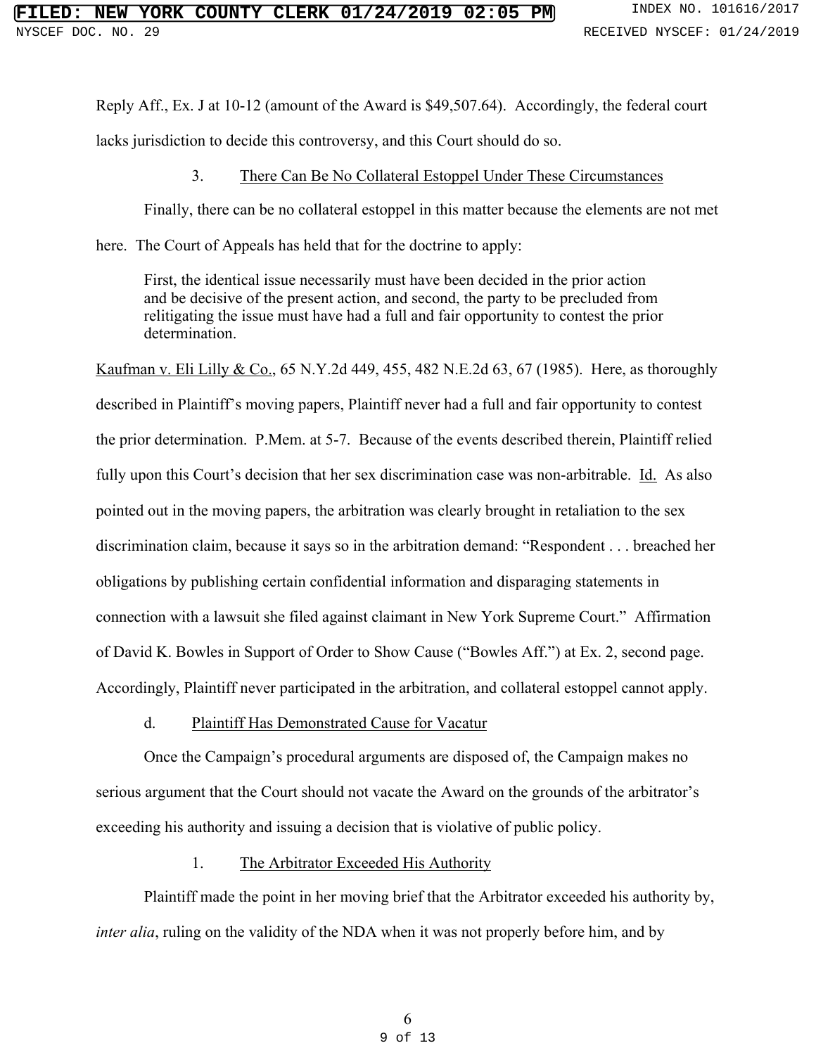Reply Aff., Ex. J at 10-12 (amount of the Award is $49,507.64). Accordingly, the federal court lacks jurisdiction to decide this controversy, and this Court should do so.

3. There Can Be No Collateral Estoppel Under These Circumstances

Finally, there can be no collateral estoppel in this matter because the elements are not met here. The Court of Appeals has held that for the doctrine to apply:

> First, the identical issue necessarily must have been decided in the prior action and be decisive of the present action, and second, the party to be precluded from relitigating the issue must have had a full and fair opportunity to contest the prior determination.

Kaufman v. Eli Lilly & Co., 65 N.Y.2d 449, 455, 482 N.E.2d 63, 67 (1985). Here, as thoroughly described in Plaintiff's moving papers, Plaintiff never had a full and fair opportunity to contest the prior determination. P.Mem. at 5-7. Because of the events described therein, Plaintiff relied fully upon this Court's decision that her sex discrimination case was non-arbitrable. Id. As also pointed out in the moving papers, the arbitration was clearly brought in retaliation to the sex discrimination claim, because it says so in the arbitration demand: "Respondent . . . breached her obligations by publishing certain confidential information and disparaging statements in connection with a lawsuit she filed against claimant in New York Supreme Court." Affirmation of David K. Bowles in Support of Order to Show Cause ("Bowles Aff.") at Ex. 2, second page. Accordingly, Plaintiff never participated in the arbitration, and collateral estoppel cannot apply.

d. Plaintiff Has Demonstrated Cause for Vacatur

Once the Campaign's procedural arguments are disposed of, the Campaign makes no serious argument that the Court should not vacate the Award on the grounds of the arbitrator's exceeding his authority and issuing a decision that is violative of public policy.

1. The Arbitrator Exceeded His Authority

Plaintiff made the point in her moving brief that the Arbitrator exceeded his authority by, *inter alia*, ruling on the validity of the NDA when it was not properly before him, and by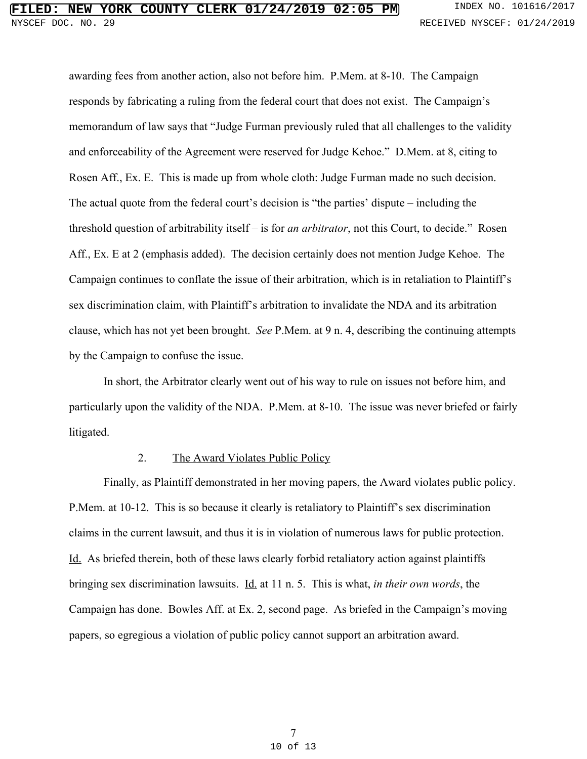awarding fees from another action, also not before him. P.Mem. at 8-10. The Campaign responds by fabricating a ruling from the federal court that does not exist. The Campaign's memorandum of law says that "Judge Furman previously ruled that all challenges to the validity and enforceability of the Agreement were reserved for Judge Kehoe." D.Mem. at 8, citing to Rosen Aff., Ex. E. This is made up from whole cloth: Judge Furman made no such decision. The actual quote from the federal court's decision is "the parties' dispute – including the threshold question of arbitrability itself – is for *an arbitrator*, not this Court, to decide." Rosen Aff., Ex. E at 2 (emphasis added). The decision certainly does not mention Judge Kehoe. The Campaign continues to conflate the issue of their arbitration, which is in retaliation to Plaintiff's sex discrimination claim, with Plaintiff's arbitration to invalidate the NDA and its arbitration clause, which has not yet been brought. *See* P.Mem. at 9 n. 4, describing the continuing attempts by the Campaign to confuse the issue.

In short, the Arbitrator clearly went out of his way to rule on issues not before him, and particularly upon the validity of the NDA. P.Mem. at 8-10. The issue was never briefed or fairly litigated.

2. The Award Violates Public Policy

Finally, as Plaintiff demonstrated in her moving papers, the Award violates public policy. P.Mem. at 10-12. This is so because it clearly is retaliatory to Plaintiff's sex discrimination claims in the current lawsuit, and thus it is in violation of numerous laws for public protection. Id. As briefed therein, both of these laws clearly forbid retaliatory action against plaintiffs bringing sex discrimination lawsuits. Id. at 11 n. 5. This is what, *in their own words*, the Campaign has done. Bowles Aff. at Ex. 2, second page. As briefed in the Campaign's moving papers, so egregious a violation of public policy cannot support an arbitration award.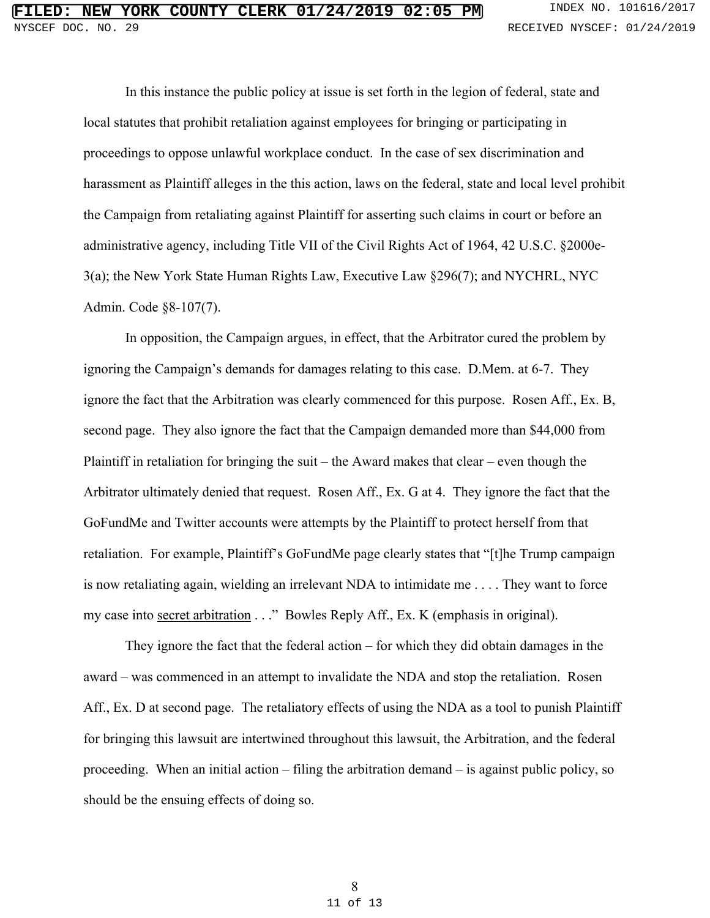In this instance the public policy at issue is set forth in the legion of federal, state and local statutes that prohibit retaliation against employees for bringing or participating in proceedings to oppose unlawful workplace conduct. In the case of sex discrimination and harassment as Plaintiff alleges in the this action, laws on the federal, state and local level prohibit the Campaign from retaliating against Plaintiff for asserting such claims in court or before an administrative agency, including Title VII of the Civil Rights Act of 1964, 42 U.S.C. §2000e-3(a); the New York State Human Rights Law, Executive Law §296(7); and NYCHRL, NYC Admin. Code §8-107(7).

In opposition, the Campaign argues, in effect, that the Arbitrator cured the problem by ignoring the Campaign's demands for damages relating to this case. D.Mem. at 6-7. They ignore the fact that the Arbitration was clearly commenced for this purpose. Rosen Aff., Ex. B, second page. They also ignore the fact that the Campaign demanded more than $44,000 from Plaintiff in retaliation for bringing the suit – the Award makes that clear – even though the Arbitrator ultimately denied that request. Rosen Aff., Ex. G at 4. They ignore the fact that the GoFundMe and Twitter accounts were attempts by the Plaintiff to protect herself from that retaliation. For example, Plaintiff's GoFundMe page clearly states that "[t]he Trump campaign is now retaliating again, wielding an irrelevant NDA to intimidate me . . . . They want to force my case into <u>secret arbitration</u> . . ." Bowles Reply Aff., Ex. K (emphasis in original).

They ignore the fact that the federal action – for which they did obtain damages in the award – was commenced in an attempt to invalidate the NDA and stop the retaliation. Rosen Aff., Ex. D at second page. The retaliatory effects of using the NDA as a tool to punish Plaintiff for bringing this lawsuit are intertwined throughout this lawsuit, the Arbitration, and the federal proceeding. When an initial action – filing the arbitration demand – is against public policy, so should be the ensuing effects of doing so.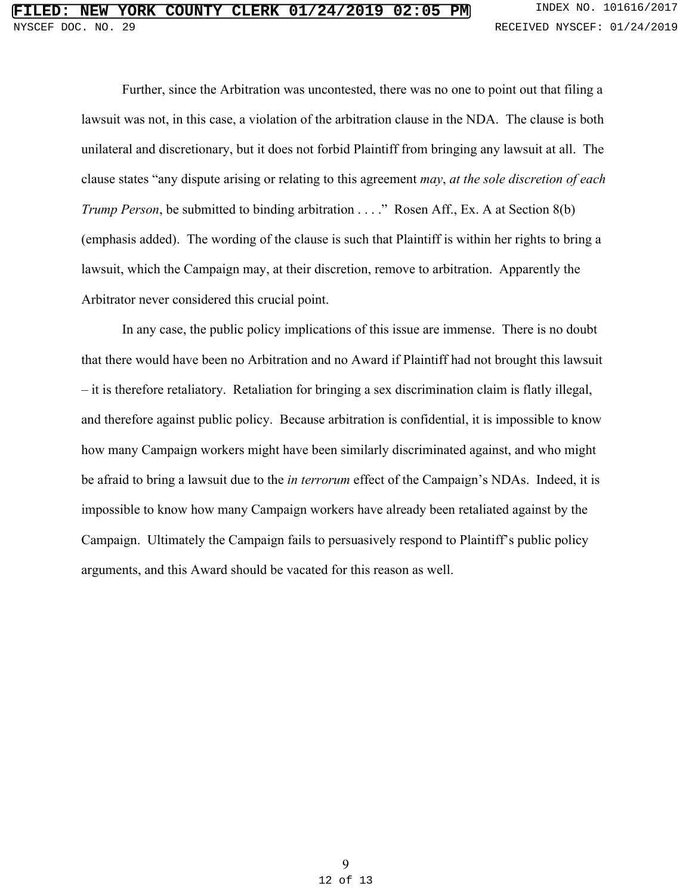Further, since the Arbitration was uncontested, there was no one to point out that filing a lawsuit was not, in this case, a violation of the arbitration clause in the NDA. The clause is both unilateral and discretionary, but it does not forbid Plaintiff from bringing any lawsuit at all. The clause states "any dispute arising or relating to this agreement *may*, *at the sole discretion of each Trump Person*, be submitted to binding arbitration . . . ." Rosen Aff., Ex. A at Section 8(b) (emphasis added). The wording of the clause is such that Plaintiff is within her rights to bring a lawsuit, which the Campaign may, at their discretion, remove to arbitration. Apparently the Arbitrator never considered this crucial point.

In any case, the public policy implications of this issue are immense. There is no doubt that there would have been no Arbitration and no Award if Plaintiff had not brought this lawsuit – it is therefore retaliatory. Retaliation for bringing a sex discrimination claim is flatly illegal, and therefore against public policy. Because arbitration is confidential, it is impossible to know how many Campaign workers might have been similarly discriminated against, and who might be afraid to bring a lawsuit due to the *in terrorum* effect of the Campaign's NDAs. Indeed, it is impossible to know how many Campaign workers have already been retaliated against by the Campaign. Ultimately the Campaign fails to persuasively respond to Plaintiff's public policy arguments, and this Award should be vacated for this reason as well.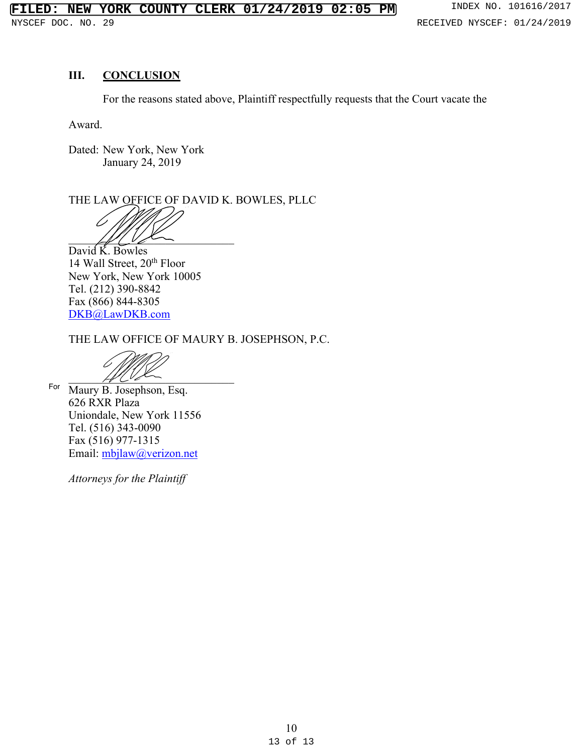## III. CONCLUSION

For the reasons stated above, Plaintiff respectfully requests that the Court vacate the Award.

Dated: New York, New York
January 24, 2019

THE LAW OFFICE OF DAVID K. BOWLES, PLLC

_______________________________
David K. Bowles
14 Wall Street, 20th Floor
New York, New York 10005
Tel. (212) 390-8842
Fax (866) 844-8305
DKB@LawDKB.com

THE LAW OFFICE OF MAURY B. JOSEPHSON, P.C.

_______________________________
For Maury B. Josephson, Esq.
626 RXR Plaza
Uniondale, New York 11556
Tel. (516) 343-0090
Fax (516) 977-1315
Email: mbjlaw@verizon.net

*Attorneys for the Plaintiff*